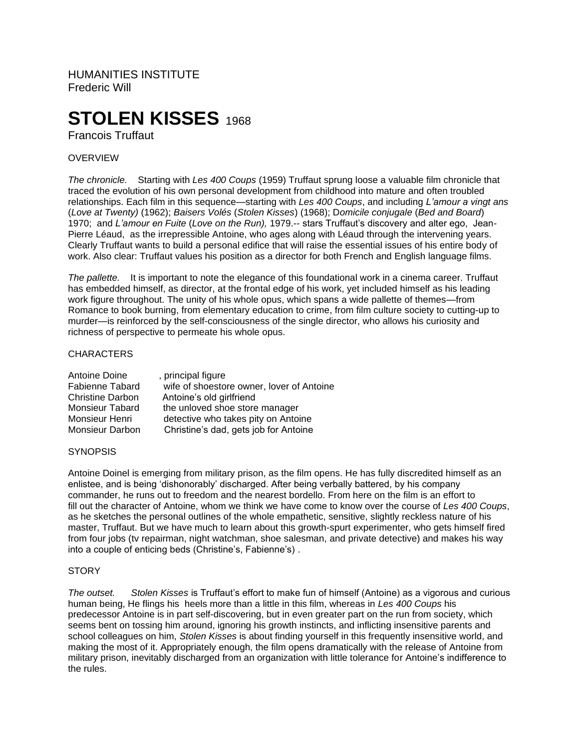HUMANITIES INSTITUTE
Frederic Will

# STOLEN KISSES 1968

Francois Truffaut

## OVERVIEW

*The chronicle.* Starting with *Les 400 Coups* (1959) Truffaut sprung loose a valuable film chronicle that traced the evolution of his own personal development from childhood into mature and often troubled relationships. Each film in this sequence—starting with *Les 400 Coups*, and including *L'amour a vingt ans* (*Love at Twenty)* (1962); *Baisers Volés* (*Stolen Kisses*) (1968); D*omicile conjugale* (*Bed and Board*) 1970; and *L'amour en Fuite* (*Love on the Run),* 1979.-- stars Truffaut's discovery and alter ego, Jean-Pierre Léaud, as the irrepressible Antoine, who ages along with Léaud through the intervening years. Clearly Truffaut wants to build a personal edifice that will raise the essential issues of his entire body of work. Also clear: Truffaut values his position as a director for both French and English language films.

*The pallette.* It is important to note the elegance of this foundational work in a cinema career. Truffaut has embedded himself, as director, at the frontal edge of his work, yet included himself as his leading work figure throughout. The unity of his whole opus, which spans a wide pallette of themes—from Romance to book burning, from elementary education to crime, from film culture society to cutting-up to murder—is reinforced by the self-consciousness of the single director, who allows his curiosity and richness of perspective to permeate his whole opus.

## CHARACTERS

| | |
|---|---|
| Antoine Doine | , principal figure |
| Fabienne Tabard | wife of shoestore owner, lover of Antoine |
| Christine Darbon | Antoine's old girlfriend |
| Monsieur Tabard | the unloved shoe store manager |
| Monsieur Henri | detective who takes pity on Antoine |
| Monsieur Darbon | Christine's dad, gets job for Antoine |

## SYNOPSIS

Antoine Doinel is emerging from military prison, as the film opens. He has fully discredited himself as an enlistee, and is being 'dishonorably' discharged. After being verbally battered, by his company commander, he runs out to freedom and the nearest bordello. From here on the film is an effort to fill out the character of Antoine, whom we think we have come to know over the course of *Les 400 Coups*, as he sketches the personal outlines of the whole empathetic, sensitive, slightly reckless nature of his master, Truffaut. But we have much to learn about this growth-spurt experimenter, who gets himself fired from four jobs (tv repairman, night watchman, shoe salesman, and private detective) and makes his way into a couple of enticing beds (Christine's, Fabienne's) .

## STORY

*The outset.* *Stolen Kisses* is Truffaut's effort to make fun of himself (Antoine) as a vigorous and curious human being, He flings his heels more than a little in this film, whereas in *Les 400 Coups* his predecessor Antoine is in part self-discovering, but in even greater part on the run from society, which seems bent on tossing him around, ignoring his growth instincts, and inflicting insensitive parents and school colleagues on him, *Stolen Kisses* is about finding yourself in this frequently insensitive world, and making the most of it. Appropriately enough, the film opens dramatically with the release of Antoine from military prison, inevitably discharged from an organization with little tolerance for Antoine's indifference to the rules.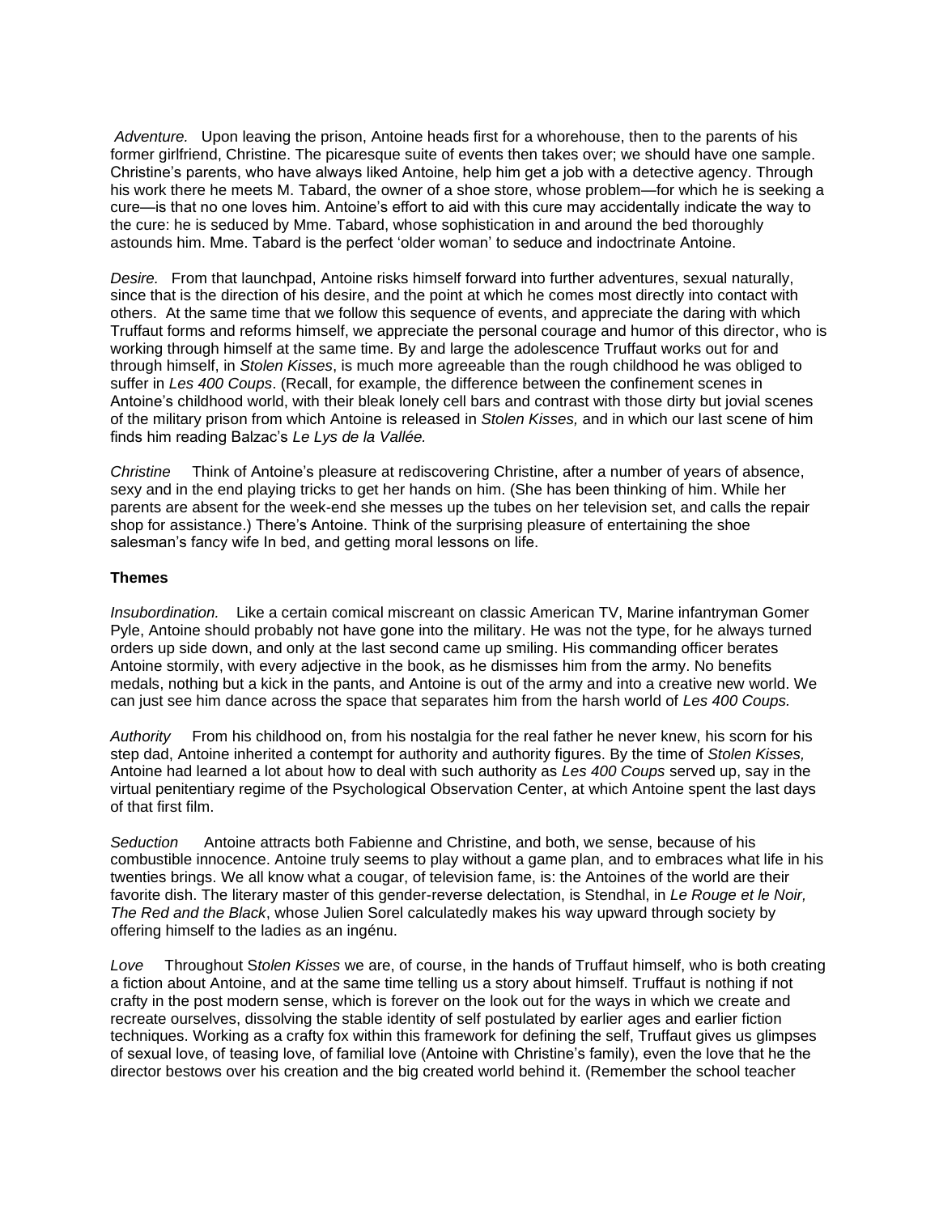*Adventure.* Upon leaving the prison, Antoine heads first for a whorehouse, then to the parents of his former girlfriend, Christine. The picaresque suite of events then takes over; we should have one sample. Christine's parents, who have always liked Antoine, help him get a job with a detective agency. Through his work there he meets M. Tabard, the owner of a shoe store, whose problem—for which he is seeking a cure—is that no one loves him. Antoine's effort to aid with this cure may accidentally indicate the way to the cure: he is seduced by Mme. Tabard, whose sophistication in and around the bed thoroughly astounds him. Mme. Tabard is the perfect 'older woman' to seduce and indoctrinate Antoine.

*Desire.* From that launchpad, Antoine risks himself forward into further adventures, sexual naturally, since that is the direction of his desire, and the point at which he comes most directly into contact with others. At the same time that we follow this sequence of events, and appreciate the daring with which Truffaut forms and reforms himself, we appreciate the personal courage and humor of this director, who is working through himself at the same time. By and large the adolescence Truffaut works out for and through himself, in *Stolen Kisses*, is much more agreeable than the rough childhood he was obliged to suffer in *Les 400 Coups*. (Recall, for example, the difference between the confinement scenes in Antoine's childhood world, with their bleak lonely cell bars and contrast with those dirty but jovial scenes of the military prison from which Antoine is released in *Stolen Kisses,* and in which our last scene of him finds him reading Balzac's *Le Lys de la Vallée.*

*Christine* Think of Antoine's pleasure at rediscovering Christine, after a number of years of absence, sexy and in the end playing tricks to get her hands on him. (She has been thinking of him. While her parents are absent for the week-end she messes up the tubes on her television set, and calls the repair shop for assistance.) There's Antoine. Think of the surprising pleasure of entertaining the shoe salesman's fancy wife In bed, and getting moral lessons on life.

**Themes**

*Insubordination.* Like a certain comical miscreant on classic American TV, Marine infantryman Gomer Pyle, Antoine should probably not have gone into the military. He was not the type, for he always turned orders up side down, and only at the last second came up smiling. His commanding officer berates Antoine stormily, with every adjective in the book, as he dismisses him from the army. No benefits medals, nothing but a kick in the pants, and Antoine is out of the army and into a creative new world. We can just see him dance across the space that separates him from the harsh world of *Les 400 Coups.*

*Authority* From his childhood on, from his nostalgia for the real father he never knew, his scorn for his step dad, Antoine inherited a contempt for authority and authority figures. By the time of *Stolen Kisses,* Antoine had learned a lot about how to deal with such authority as *Les 400 Coups* served up, say in the virtual penitentiary regime of the Psychological Observation Center, at which Antoine spent the last days of that first film.

*Seduction* Antoine attracts both Fabienne and Christine, and both, we sense, because of his combustible innocence. Antoine truly seems to play without a game plan, and to embraces what life in his twenties brings. We all know what a cougar, of television fame, is: the Antoines of the world are their favorite dish. The literary master of this gender-reverse delectation, is Stendhal, in *Le Rouge et le Noir, The Red and the Black*, whose Julien Sorel calculatedly makes his way upward through society by offering himself to the ladies as an ingénu.

*Love* Throughout S*tolen Kisses* we are, of course, in the hands of Truffaut himself, who is both creating a fiction about Antoine, and at the same time telling us a story about himself. Truffaut is nothing if not crafty in the post modern sense, which is forever on the look out for the ways in which we create and recreate ourselves, dissolving the stable identity of self postulated by earlier ages and earlier fiction techniques. Working as a crafty fox within this framework for defining the self, Truffaut gives us glimpses of sexual love, of teasing love, of familial love (Antoine with Christine's family), even the love that he the director bestows over his creation and the big created world behind it. (Remember the school teacher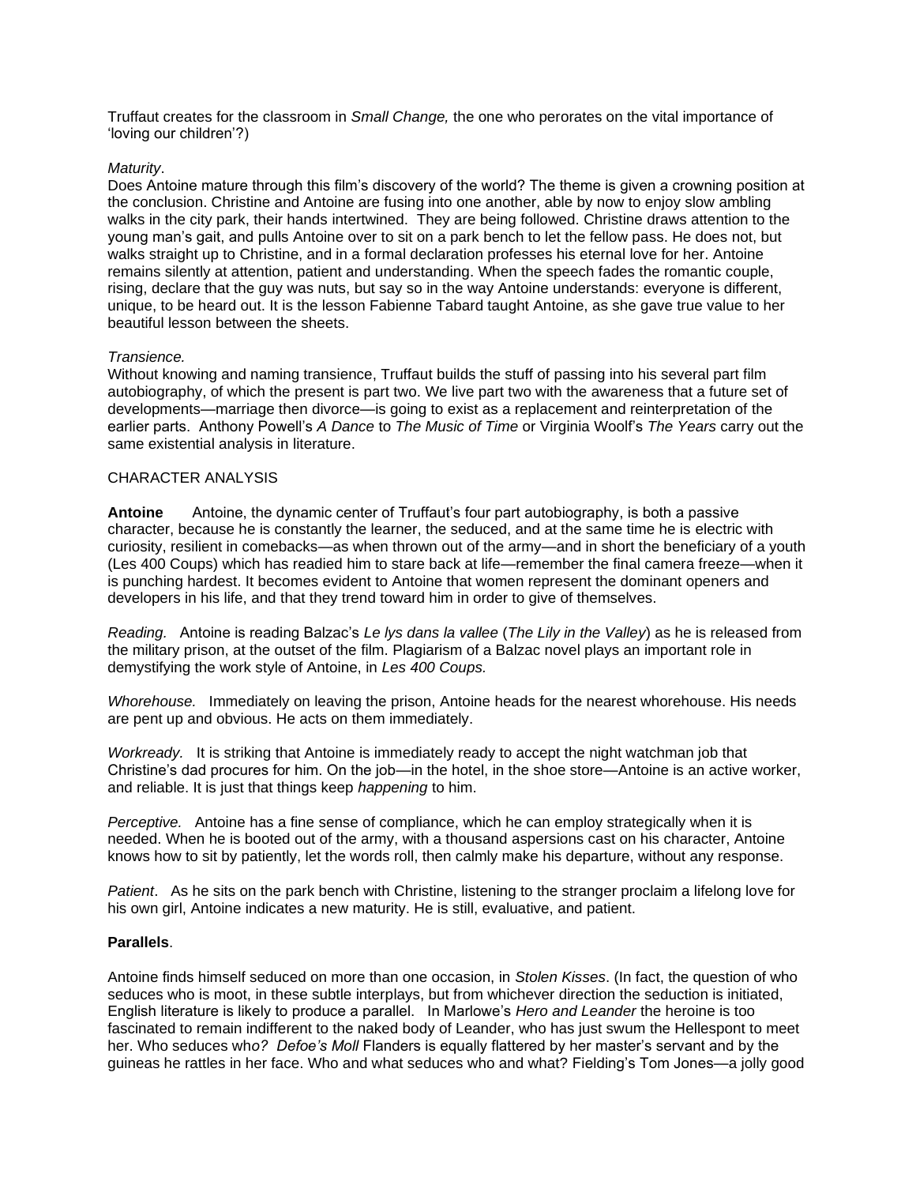Truffaut creates for the classroom in *Small Change,* the one who perorates on the vital importance of 'loving our children'?)

*Maturity*.
Does Antoine mature through this film's discovery of the world? The theme is given a crowning position at the conclusion. Christine and Antoine are fusing into one another, able by now to enjoy slow ambling walks in the city park, their hands intertwined. They are being followed. Christine draws attention to the young man's gait, and pulls Antoine over to sit on a park bench to let the fellow pass. He does not, but walks straight up to Christine, and in a formal declaration professes his eternal love for her. Antoine remains silently at attention, patient and understanding. When the speech fades the romantic couple, rising, declare that the guy was nuts, but say so in the way Antoine understands: everyone is different, unique, to be heard out. It is the lesson Fabienne Tabard taught Antoine, as she gave true value to her beautiful lesson between the sheets.

*Transience.*
Without knowing and naming transience, Truffaut builds the stuff of passing into his several part film autobiography, of which the present is part two. We live part two with the awareness that a future set of developments—marriage then divorce—is going to exist as a replacement and reinterpretation of the earlier parts. Anthony Powell's *A Dance* to *The Music of Time* or Virginia Woolf's *The Years* carry out the same existential analysis in literature.

CHARACTER ANALYSIS

**Antoine** Antoine, the dynamic center of Truffaut's four part autobiography, is both a passive character, because he is constantly the learner, the seduced, and at the same time he is electric with curiosity, resilient in comebacks—as when thrown out of the army—and in short the beneficiary of a youth (Les 400 Coups) which has readied him to stare back at life—remember the final camera freeze—when it is punching hardest. It becomes evident to Antoine that women represent the dominant openers and developers in his life, and that they trend toward him in order to give of themselves.

*Reading.* Antoine is reading Balzac's *Le lys dans la vallee* (*The Lily in the Valley*) as he is released from the military prison, at the outset of the film. Plagiarism of a Balzac novel plays an important role in demystifying the work style of Antoine, in *Les 400 Coups.*

*Whorehouse.* Immediately on leaving the prison, Antoine heads for the nearest whorehouse. His needs are pent up and obvious. He acts on them immediately.

*Workready.* It is striking that Antoine is immediately ready to accept the night watchman job that Christine's dad procures for him. On the job—in the hotel, in the shoe store—Antoine is an active worker, and reliable. It is just that things keep *happening* to him.

*Perceptive.* Antoine has a fine sense of compliance, which he can employ strategically when it is needed. When he is booted out of the army, with a thousand aspersions cast on his character, Antoine knows how to sit by patiently, let the words roll, then calmly make his departure, without any response.

*Patient*. As he sits on the park bench with Christine, listening to the stranger proclaim a lifelong love for his own girl, Antoine indicates a new maturity. He is still, evaluative, and patient.

**Parallels**.

Antoine finds himself seduced on more than one occasion, in *Stolen Kisses*. (In fact, the question of who seduces who is moot, in these subtle interplays, but from whichever direction the seduction is initiated, English literature is likely to produce a parallel. In Marlowe's *Hero and Leander* the heroine is too fascinated to remain indifferent to the naked body of Leander, who has just swum the Hellespont to meet her. Who seduces who*? Defoe's Moll* Flanders is equally flattered by her master's servant and by the guineas he rattles in her face. Who and what seduces who and what? Fielding's Tom Jones—a jolly good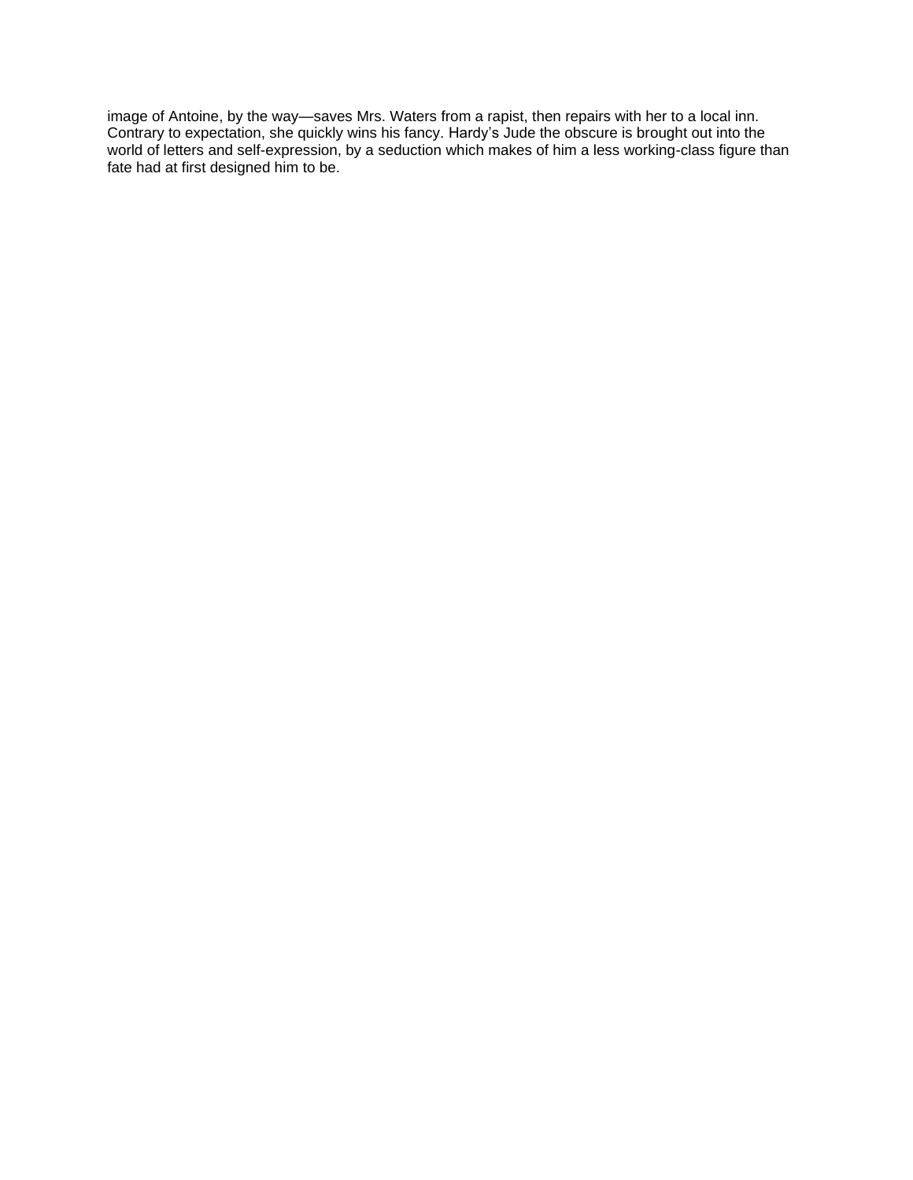image of Antoine, by the way—saves Mrs. Waters from a rapist, then repairs with her to a local inn. Contrary to expectation, she quickly wins his fancy. Hardy's Jude the obscure is brought out into the world of letters and self-expression, by a seduction which makes of him a less working-class figure than fate had at first designed him to be.